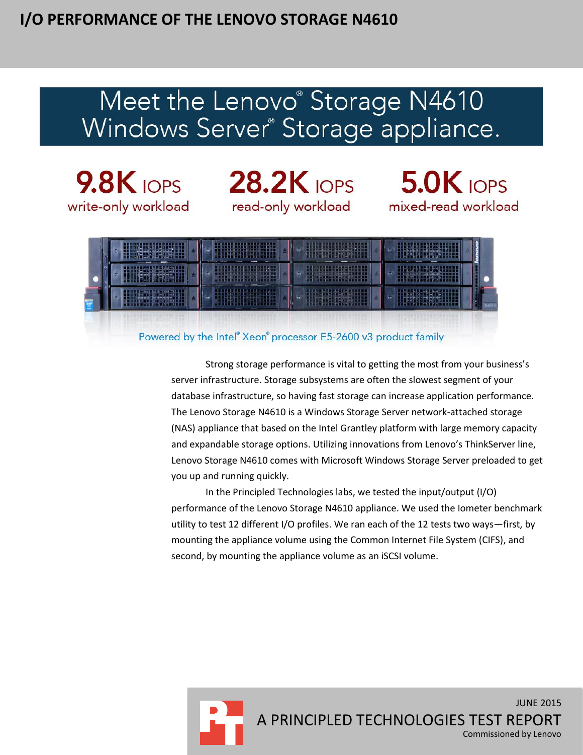# I/O PERFORMANCE OF THE LENOVO STORAGE N4610

## Meet the Lenovo® Storage N4610 Windows Server® Storage appliance.

**9.8K** IOPS
write-only workload

**28.2K** IOPS
read-only workload

**5.0K** IOPS
mixed-read workload

Powered by the Intel® Xeon® processor E5-2600 v3 product family

Strong storage performance is vital to getting the most from your business's server infrastructure. Storage subsystems are often the slowest segment of your database infrastructure, so having fast storage can increase application performance. The Lenovo Storage N4610 is a Windows Storage Server network-attached storage (NAS) appliance that based on the Intel Grantley platform with large memory capacity and expandable storage options. Utilizing innovations from Lenovo's ThinkServer line, Lenovo Storage N4610 comes with Microsoft Windows Storage Server preloaded to get you up and running quickly.

In the Principled Technologies labs, we tested the input/output (I/O) performance of the Lenovo Storage N4610 appliance. We used the Iometer benchmark utility to test 12 different I/O profiles. We ran each of the 12 tests two ways—first, by mounting the appliance volume using the Common Internet File System (CIFS), and second, by mounting the appliance volume as an iSCSI volume.

JUNE 2015
A PRINCIPLED TECHNOLOGIES TEST REPORT
Commissioned by Lenovo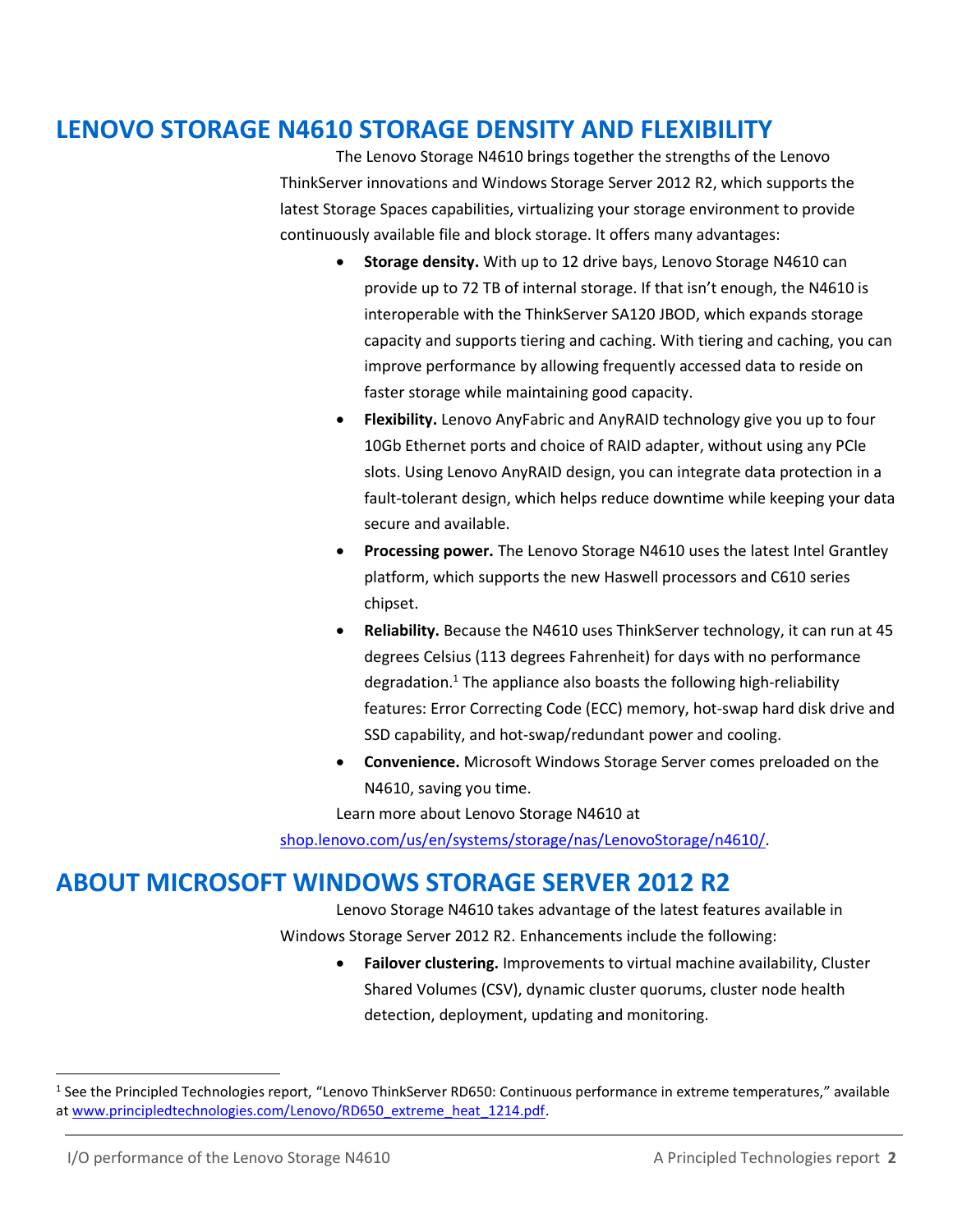## LENOVO STORAGE N4610 STORAGE DENSITY AND FLEXIBILITY

The Lenovo Storage N4610 brings together the strengths of the Lenovo ThinkServer innovations and Windows Storage Server 2012 R2, which supports the latest Storage Spaces capabilities, virtualizing your storage environment to provide continuously available file and block storage. It offers many advantages:

- **Storage density.** With up to 12 drive bays, Lenovo Storage N4610 can provide up to 72 TB of internal storage. If that isn't enough, the N4610 is interoperable with the ThinkServer SA120 JBOD, which expands storage capacity and supports tiering and caching. With tiering and caching, you can improve performance by allowing frequently accessed data to reside on faster storage while maintaining good capacity.
- **Flexibility.** Lenovo AnyFabric and AnyRAID technology give you up to four 10Gb Ethernet ports and choice of RAID adapter, without using any PCIe slots. Using Lenovo AnyRAID design, you can integrate data protection in a fault-tolerant design, which helps reduce downtime while keeping your data secure and available.
- **Processing power.** The Lenovo Storage N4610 uses the latest Intel Grantley platform, which supports the new Haswell processors and C610 series chipset.
- **Reliability.** Because the N4610 uses ThinkServer technology, it can run at 45 degrees Celsius (113 degrees Fahrenheit) for days with no performance degradation.[1] The appliance also boasts the following high-reliability features: Error Correcting Code (ECC) memory, hot-swap hard disk drive and SSD capability, and hot-swap/redundant power and cooling.
- **Convenience.** Microsoft Windows Storage Server comes preloaded on the N4610, saving you time.

Learn more about Lenovo Storage N4610 at shop.lenovo.com/us/en/systems/storage/nas/LenovoStorage/n4610/.

## ABOUT MICROSOFT WINDOWS STORAGE SERVER 2012 R2

Lenovo Storage N4610 takes advantage of the latest features available in Windows Storage Server 2012 R2. Enhancements include the following:

- **Failover clustering.** Improvements to virtual machine availability, Cluster Shared Volumes (CSV), dynamic cluster quorums, cluster node health detection, deployment, updating and monitoring.

---

[1] See the Principled Technologies report, "Lenovo ThinkServer RD650: Continuous performance in extreme temperatures," available at www.principledtechnologies.com/Lenovo/RD650_extreme_heat_1214.pdf.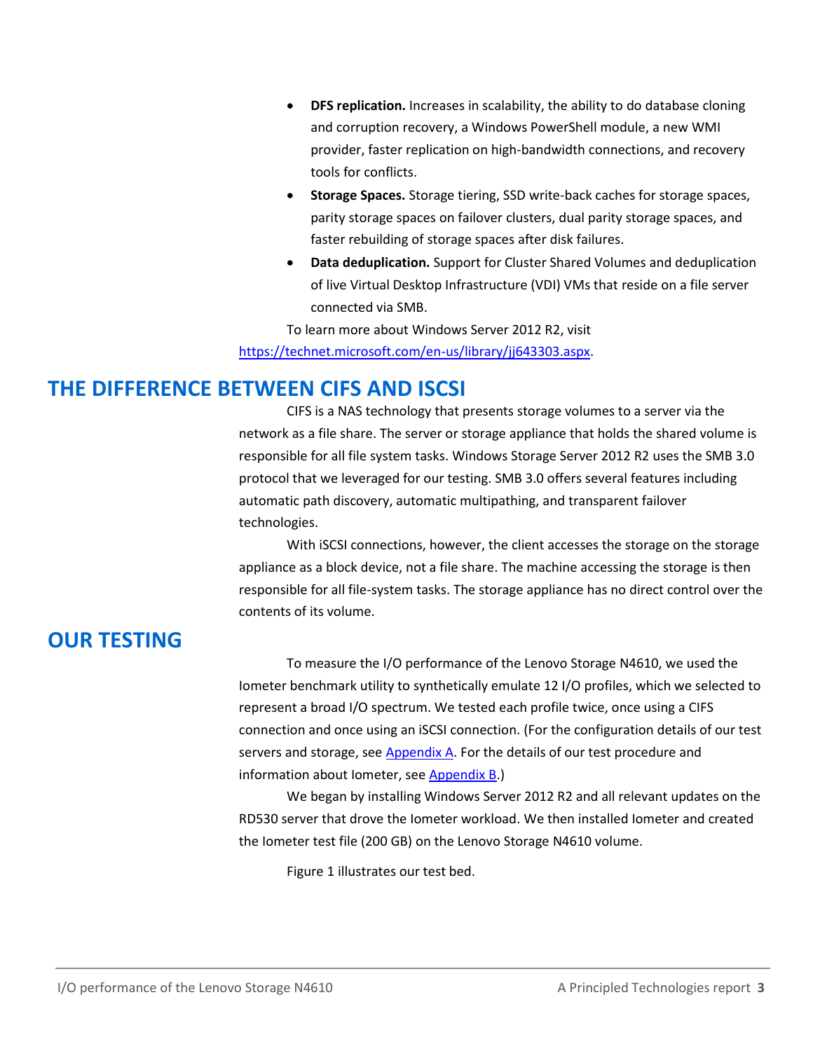- **DFS replication.** Increases in scalability, the ability to do database cloning and corruption recovery, a Windows PowerShell module, a new WMI provider, faster replication on high-bandwidth connections, and recovery tools for conflicts.
- **Storage Spaces.** Storage tiering, SSD write-back caches for storage spaces, parity storage spaces on failover clusters, dual parity storage spaces, and faster rebuilding of storage spaces after disk failures.
- **Data deduplication.** Support for Cluster Shared Volumes and deduplication of live Virtual Desktop Infrastructure (VDI) VMs that reside on a file server connected via SMB.

To learn more about Windows Server 2012 R2, visit [https://technet.microsoft.com/en-us/library/jj643303.aspx](https://technet.microsoft.com/en-us/library/jj643303.aspx).

## THE DIFFERENCE BETWEEN CIFS AND ISCSI

CIFS is a NAS technology that presents storage volumes to a server via the network as a file share. The server or storage appliance that holds the shared volume is responsible for all file system tasks. Windows Storage Server 2012 R2 uses the SMB 3.0 protocol that we leveraged for our testing. SMB 3.0 offers several features including automatic path discovery, automatic multipathing, and transparent failover technologies.

With iSCSI connections, however, the client accesses the storage on the storage appliance as a block device, not a file share. The machine accessing the storage is then responsible for all file-system tasks. The storage appliance has no direct control over the contents of its volume.

## OUR TESTING

To measure the I/O performance of the Lenovo Storage N4610, we used the Iometer benchmark utility to synthetically emulate 12 I/O profiles, which we selected to represent a broad I/O spectrum. We tested each profile twice, once using a CIFS connection and once using an iSCSI connection. (For the configuration details of our test servers and storage, see Appendix A. For the details of our test procedure and information about Iometer, see Appendix B.)

We began by installing Windows Server 2012 R2 and all relevant updates on the RD530 server that drove the Iometer workload. We then installed Iometer and created the Iometer test file (200 GB) on the Lenovo Storage N4610 volume.

Figure 1 illustrates our test bed.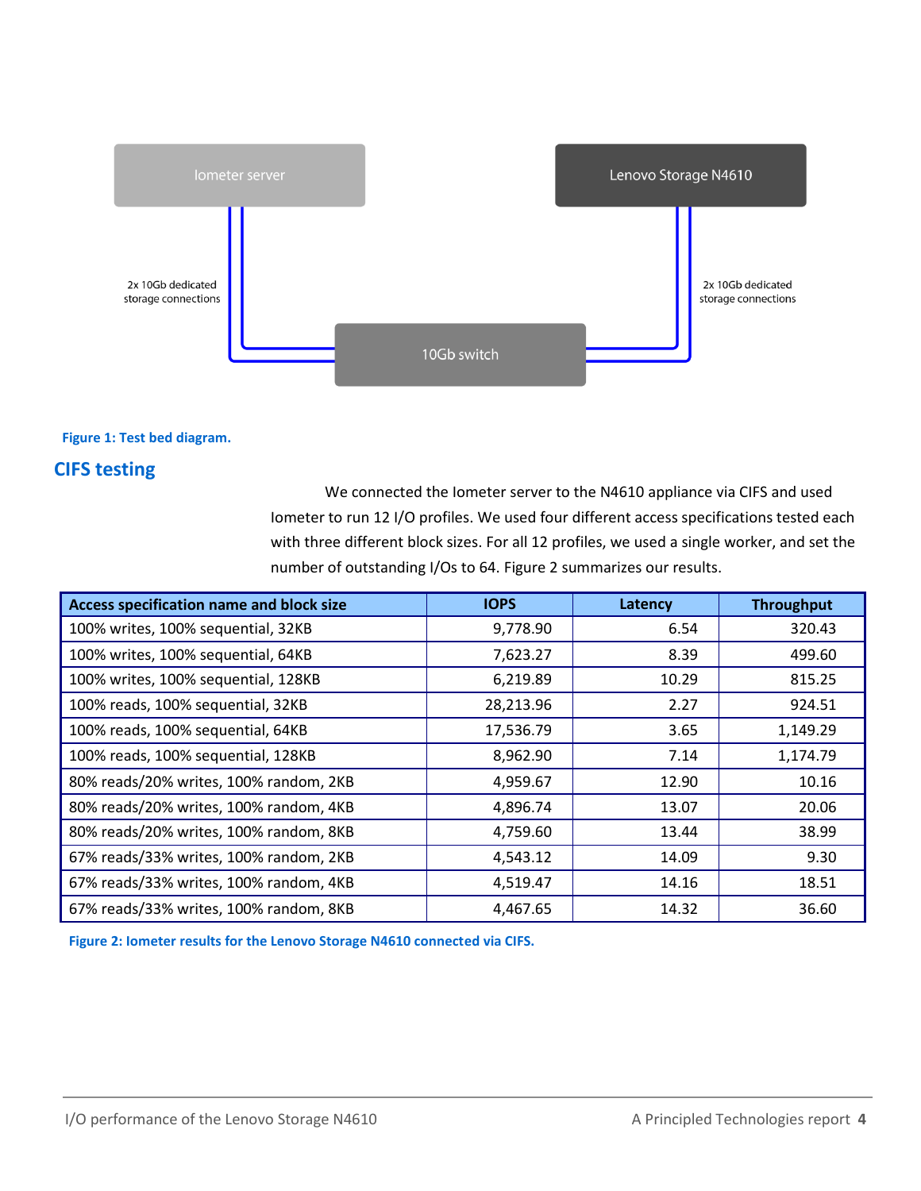Iometer server

Lenovo Storage N4610

2x 10Gb dedicated storage connections

2x 10Gb dedicated storage connections

10Gb switch

**Figure 1: Test bed diagram.**

## CIFS testing

We connected the Iometer server to the N4610 appliance via CIFS and used Iometer to run 12 I/O profiles. We used four different access specifications tested each with three different block sizes. For all 12 profiles, we used a single worker, and set the number of outstanding I/Os to 64. Figure 2 summarizes our results.

| Access specification name and block size | IOPS | Latency | Throughput |
|---|---|---|---|
| 100% writes, 100% sequential, 32KB | 9,778.90 | 6.54 | 320.43 |
| 100% writes, 100% sequential, 64KB | 7,623.27 | 8.39 | 499.60 |
| 100% writes, 100% sequential, 128KB | 6,219.89 | 10.29 | 815.25 |
| 100% reads, 100% sequential, 32KB | 28,213.96 | 2.27 | 924.51 |
| 100% reads, 100% sequential, 64KB | 17,536.79 | 3.65 | 1,149.29 |
| 100% reads, 100% sequential, 128KB | 8,962.90 | 7.14 | 1,174.79 |
| 80% reads/20% writes, 100% random, 2KB | 4,959.67 | 12.90 | 10.16 |
| 80% reads/20% writes, 100% random, 4KB | 4,896.74 | 13.07 | 20.06 |
| 80% reads/20% writes, 100% random, 8KB | 4,759.60 | 13.44 | 38.99 |
| 67% reads/33% writes, 100% random, 2KB | 4,543.12 | 14.09 | 9.30 |
| 67% reads/33% writes, 100% random, 4KB | 4,519.47 | 14.16 | 18.51 |
| 67% reads/33% writes, 100% random, 8KB | 4,467.65 | 14.32 | 36.60 |

**Figure 2: Iometer results for the Lenovo Storage N4610 connected via CIFS.**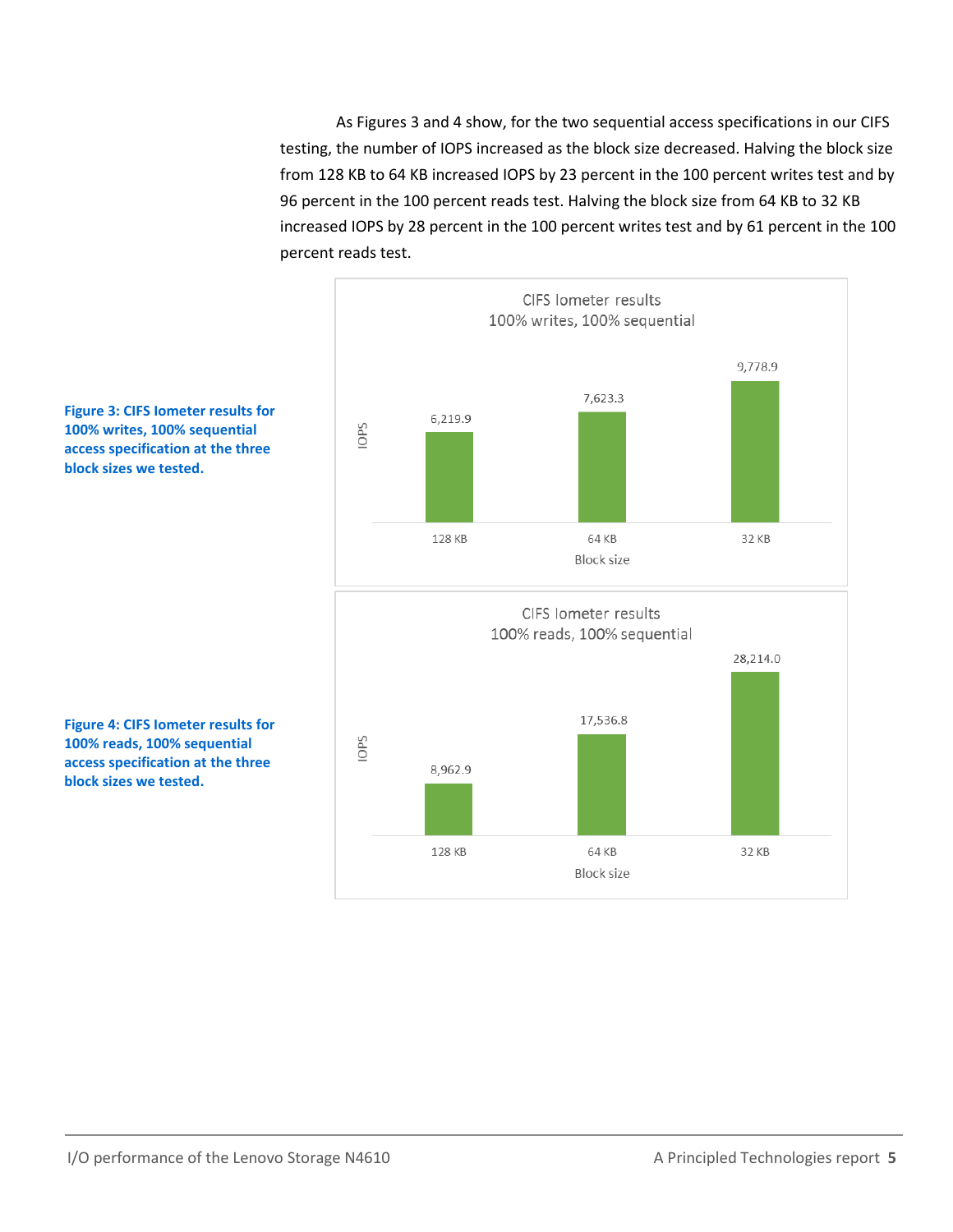As Figures 3 and 4 show, for the two sequential access specifications in our CIFS testing, the number of IOPS increased as the block size decreased. Halving the block size from 128 KB to 64 KB increased IOPS by 23 percent in the 100 percent writes test and by 96 percent in the 100 percent reads test. Halving the block size from 64 KB to 32 KB increased IOPS by 28 percent in the 100 percent writes test and by 61 percent in the 100 percent reads test.

**CIFS Iometer results — 100% writes, 100% sequential**

| Block size | IOPS |
|---|---|
| 128 KB | 6,219.9 |
| 64 KB | 7,623.3 |
| 32 KB | 9,778.9 |

**Figure 3: CIFS Iometer results for 100% writes, 100% sequential access specification at the three block sizes we tested.**

**CIFS Iometer results — 100% reads, 100% sequential**

| Block size | IOPS |
|---|---|
| 128 KB | 8,962.9 |
| 64 KB | 17,536.8 |
| 32 KB | 28,214.0 |

**Figure 4: CIFS Iometer results for 100% reads, 100% sequential access specification at the three block sizes we tested.**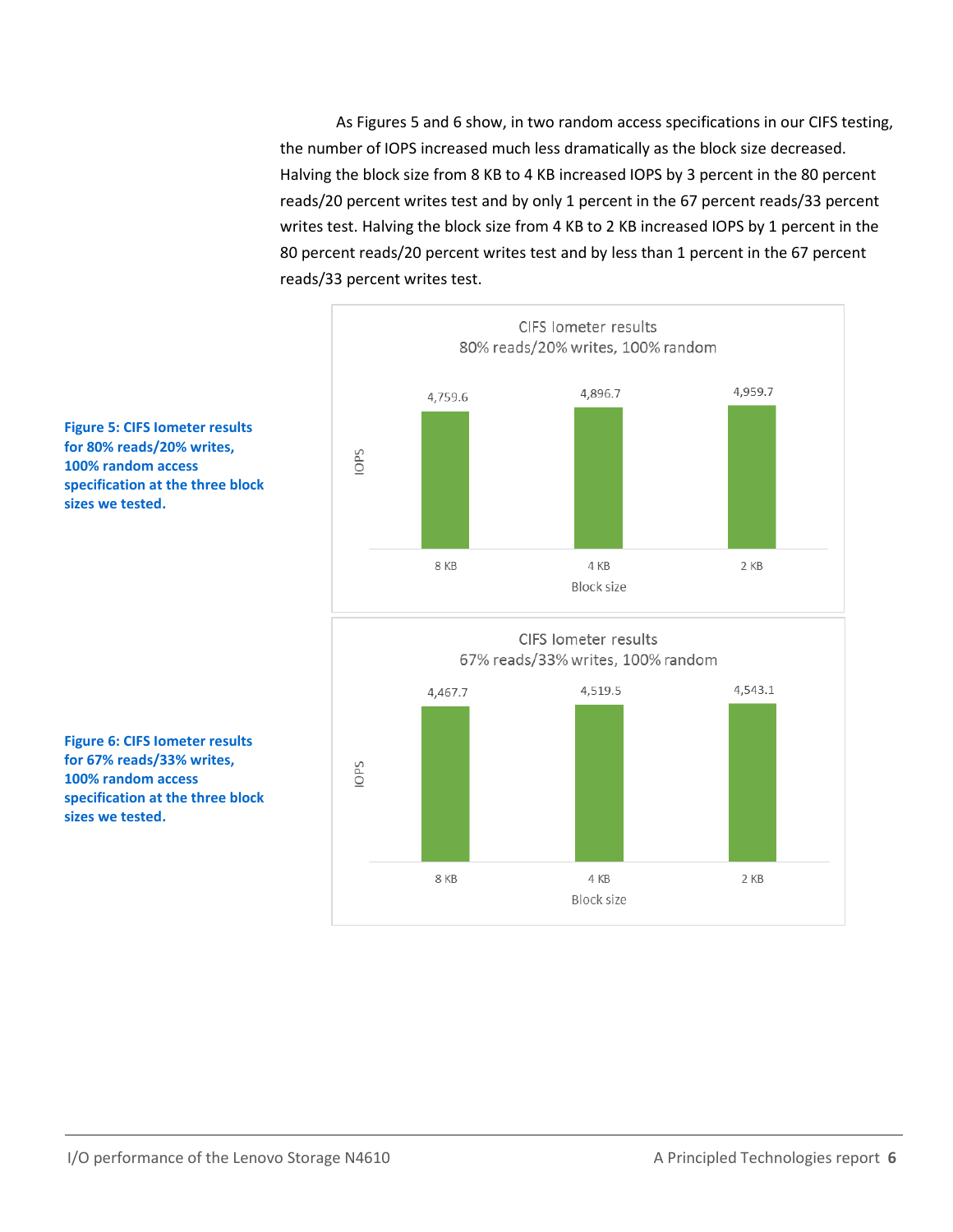As Figures 5 and 6 show, in two random access specifications in our CIFS testing, the number of IOPS increased much less dramatically as the block size decreased. Halving the block size from 8 KB to 4 KB increased IOPS by 3 percent in the 80 percent reads/20 percent writes test and by only 1 percent in the 67 percent reads/33 percent writes test. Halving the block size from 4 KB to 2 KB increased IOPS by 1 percent in the 80 percent reads/20 percent writes test and by less than 1 percent in the 67 percent reads/33 percent writes test.

**Figure 5: CIFS Iometer results for 80% reads/20% writes, 100% random access specification at the three block sizes we tested.**

CIFS Iometer results
80% reads/20% writes, 100% random

| Block size | IOPS |
| --- | --- |
| 8 KB | 4,759.6 |
| 4 KB | 4,896.7 |
| 2 KB | 4,959.7 |

**Figure 6: CIFS Iometer results for 67% reads/33% writes, 100% random access specification at the three block sizes we tested.**

CIFS Iometer results
67% reads/33% writes, 100% random

| Block size | IOPS |
| --- | --- |
| 8 KB | 4,467.7 |
| 4 KB | 4,519.5 |
| 2 KB | 4,543.1 |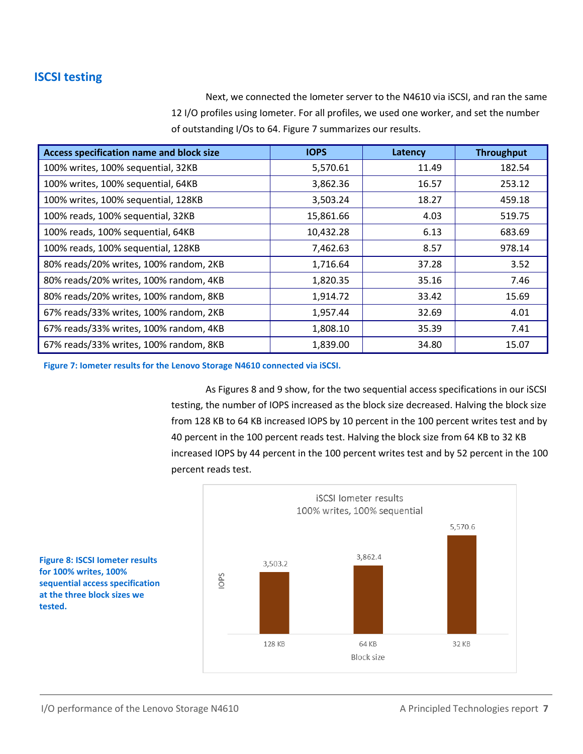## ISCSI testing

Next, we connected the Iometer server to the N4610 via iSCSI, and ran the same 12 I/O profiles using Iometer. For all profiles, we used one worker, and set the number of outstanding I/Os to 64. Figure 7 summarizes our results.

| Access specification name and block size | IOPS | Latency | Throughput |
|---|---|---|---|
| 100% writes, 100% sequential, 32KB | 5,570.61 | 11.49 | 182.54 |
| 100% writes, 100% sequential, 64KB | 3,862.36 | 16.57 | 253.12 |
| 100% writes, 100% sequential, 128KB | 3,503.24 | 18.27 | 459.18 |
| 100% reads, 100% sequential, 32KB | 15,861.66 | 4.03 | 519.75 |
| 100% reads, 100% sequential, 64KB | 10,432.28 | 6.13 | 683.69 |
| 100% reads, 100% sequential, 128KB | 7,462.63 | 8.57 | 978.14 |
| 80% reads/20% writes, 100% random, 2KB | 1,716.64 | 37.28 | 3.52 |
| 80% reads/20% writes, 100% random, 4KB | 1,820.35 | 35.16 | 7.46 |
| 80% reads/20% writes, 100% random, 8KB | 1,914.72 | 33.42 | 15.69 |
| 67% reads/33% writes, 100% random, 2KB | 1,957.44 | 32.69 | 4.01 |
| 67% reads/33% writes, 100% random, 4KB | 1,808.10 | 35.39 | 7.41 |
| 67% reads/33% writes, 100% random, 8KB | 1,839.00 | 34.80 | 15.07 |

**Figure 7: Iometer results for the Lenovo Storage N4610 connected via iSCSI.**

As Figures 8 and 9 show, for the two sequential access specifications in our iSCSI testing, the number of IOPS increased as the block size decreased. Halving the block size from 128 KB to 64 KB increased IOPS by 10 percent in the 100 percent writes test and by 40 percent in the 100 percent reads test. Halving the block size from 64 KB to 32 KB increased IOPS by 44 percent in the 100 percent writes test and by 52 percent in the 100 percent reads test.

iSCSI Iometer results
100% writes, 100% sequential

| Block size | IOPS |
|---|---|
| 128 KB | 3,503.2 |
| 64 KB | 3,862.4 |
| 32 KB | 5,570.6 |

**Figure 8: ISCSI Iometer results for 100% writes, 100% sequential access specification at the three block sizes we tested.**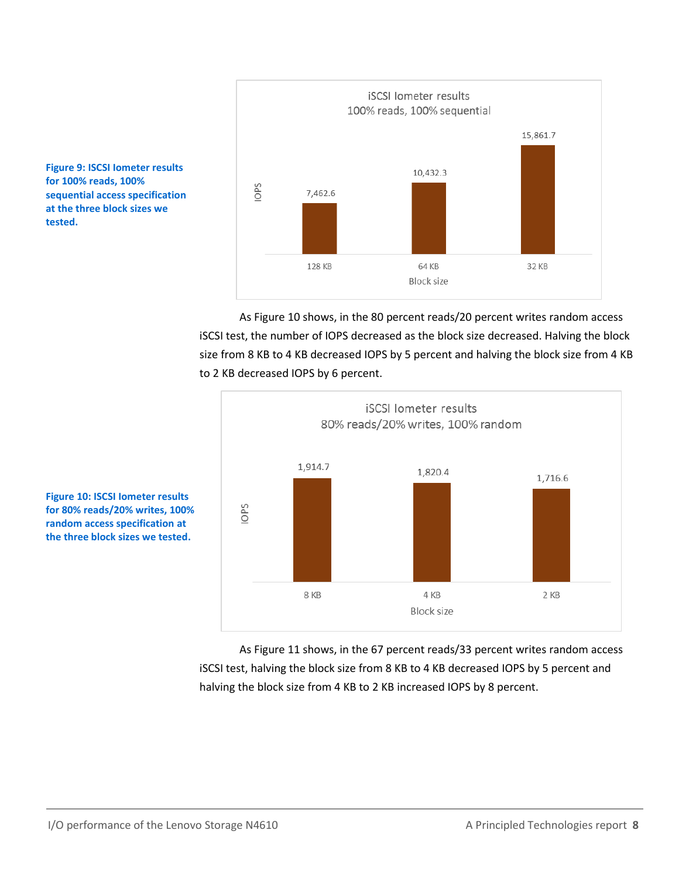**iSCSI Iometer results**
**100% reads, 100% sequential**

| Block size | IOPS |
| --- | --- |
| 128 KB | 7,462.6 |
| 64 KB | 10,432.3 |
| 32 KB | 15,861.7 |

**Figure 9: ISCSI Iometer results for 100% reads, 100% sequential access specification at the three block sizes we tested.**

As Figure 10 shows, in the 80 percent reads/20 percent writes random access iSCSI test, the number of IOPS decreased as the block size decreased. Halving the block size from 8 KB to 4 KB decreased IOPS by 5 percent and halving the block size from 4 KB to 2 KB decreased IOPS by 6 percent.

**iSCSI Iometer results**
**80% reads/20% writes, 100% random**

| Block size | IOPS |
| --- | --- |
| 8 KB | 1,914.7 |
| 4 KB | 1,820.4 |
| 2 KB | 1,716.6 |

**Figure 10: ISCSI Iometer results for 80% reads/20% writes, 100% random access specification at the three block sizes we tested.**

As Figure 11 shows, in the 67 percent reads/33 percent writes random access iSCSI test, halving the block size from 8 KB to 4 KB decreased IOPS by 5 percent and halving the block size from 4 KB to 2 KB increased IOPS by 8 percent.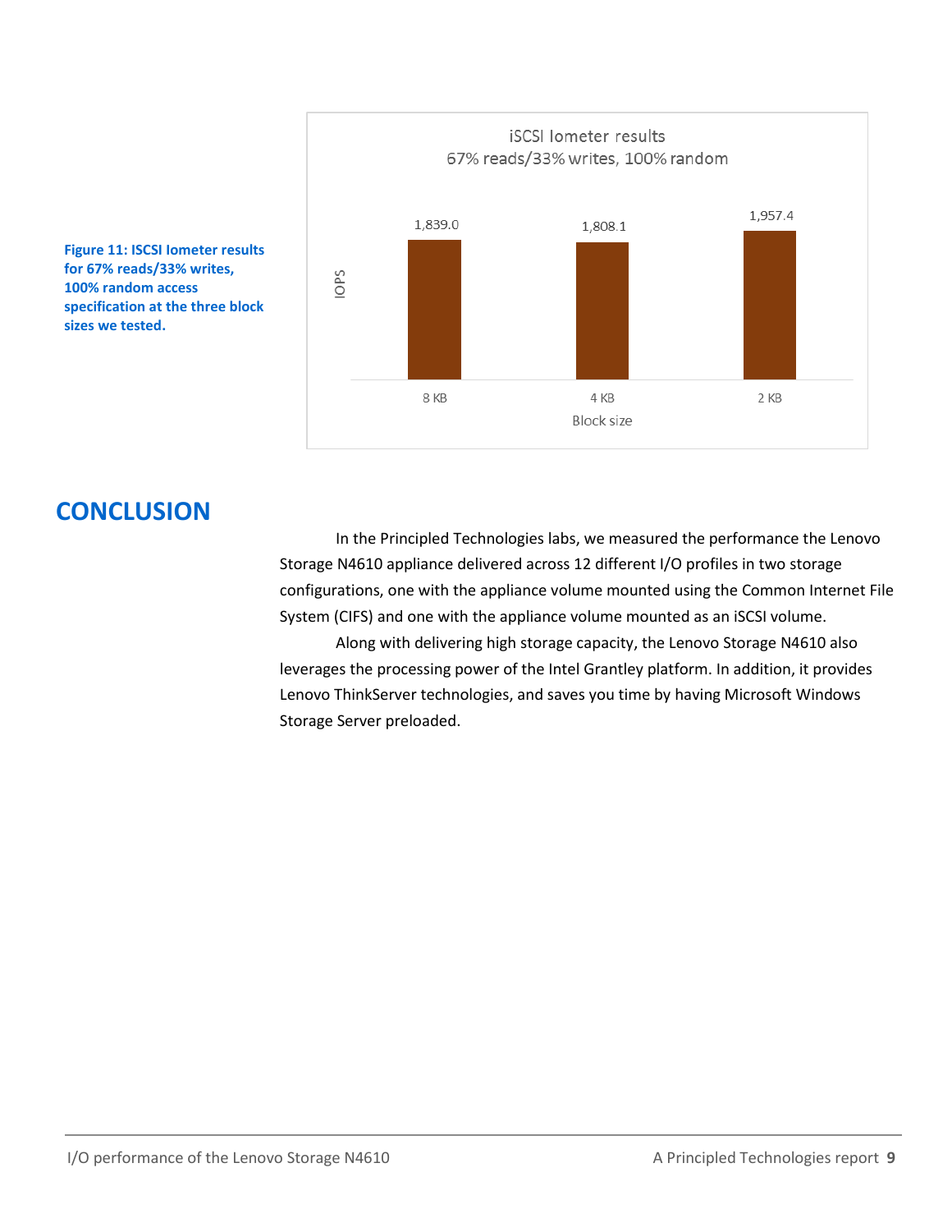Figure 11: ISCSI Iometer results for 67% reads/33% writes, 100% random access specification at the three block sizes we tested.

iSCSI Iometer results
67% reads/33% writes, 100% random

| Block size | IOPS |
| --- | --- |
| 8 KB | 1,839.0 |
| 4 KB | 1,808.1 |
| 2 KB | 1,957.4 |

## CONCLUSION

In the Principled Technologies labs, we measured the performance the Lenovo Storage N4610 appliance delivered across 12 different I/O profiles in two storage configurations, one with the appliance volume mounted using the Common Internet File System (CIFS) and one with the appliance volume mounted as an iSCSI volume.

Along with delivering high storage capacity, the Lenovo Storage N4610 also leverages the processing power of the Intel Grantley platform. In addition, it provides Lenovo ThinkServer technologies, and saves you time by having Microsoft Windows Storage Server preloaded.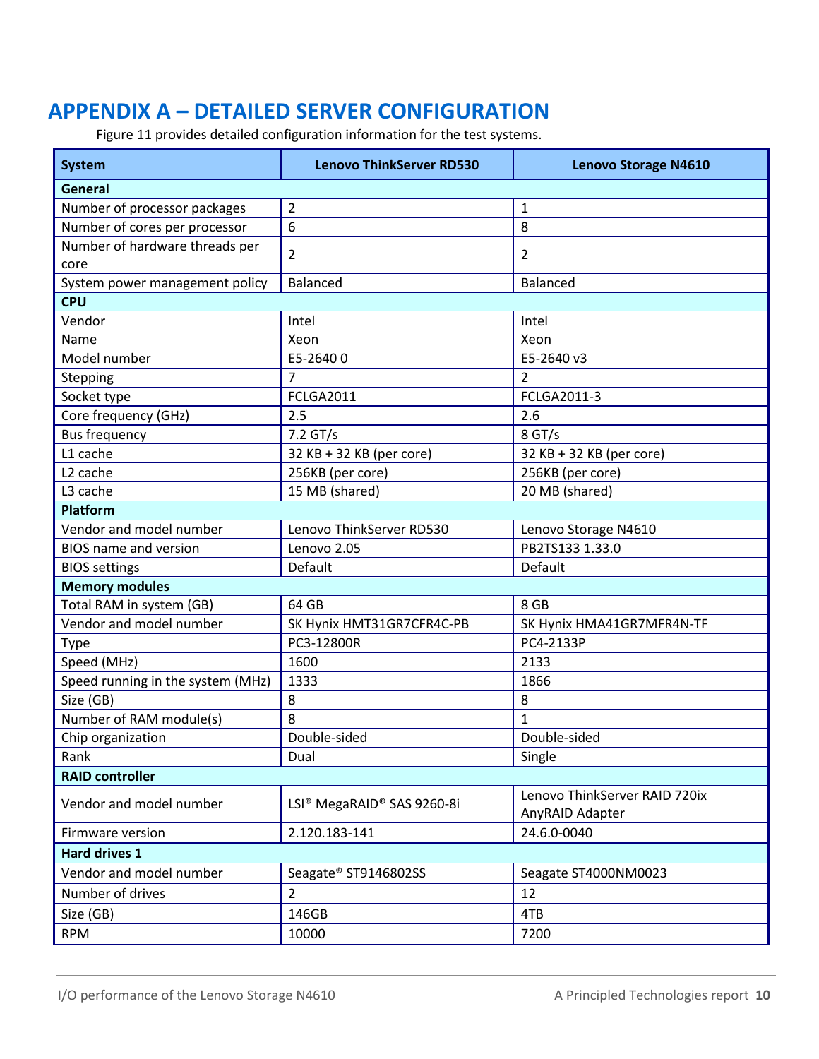# APPENDIX A – DETAILED SERVER CONFIGURATION

Figure 11 provides detailed configuration information for the test systems.

| System | Lenovo ThinkServer RD530 | Lenovo Storage N4610 |
|---|---|---|
| **General** | | |
| Number of processor packages | 2 | 1 |
| Number of cores per processor | 6 | 8 |
| Number of hardware threads per core | 2 | 2 |
| System power management policy | Balanced | Balanced |
| **CPU** | | |
| Vendor | Intel | Intel |
| Name | Xeon | Xeon |
| Model number | E5-2640 0 | E5-2640 v3 |
| Stepping | 7 | 2 |
| Socket type | FCLGA2011 | FCLGA2011-3 |
| Core frequency (GHz) | 2.5 | 2.6 |
| Bus frequency | 7.2 GT/s | 8 GT/s |
| L1 cache | 32 KB + 32 KB (per core) | 32 KB + 32 KB (per core) |
| L2 cache | 256KB (per core) | 256KB (per core) |
| L3 cache | 15 MB (shared) | 20 MB (shared) |
| **Platform** | | |
| Vendor and model number | Lenovo ThinkServer RD530 | Lenovo Storage N4610 |
| BIOS name and version | Lenovo 2.05 | PB2TS133 1.33.0 |
| BIOS settings | Default | Default |
| **Memory modules** | | |
| Total RAM in system (GB) | 64 GB | 8 GB |
| Vendor and model number | SK Hynix HMT31GR7CFR4C-PB | SK Hynix HMA41GR7MFR4N-TF |
| Type | PC3-12800R | PC4-2133P |
| Speed (MHz) | 1600 | 2133 |
| Speed running in the system (MHz) | 1333 | 1866 |
| Size (GB) | 8 | 8 |
| Number of RAM module(s) | 8 | 1 |
| Chip organization | Double-sided | Double-sided |
| Rank | Dual | Single |
| **RAID controller** | | |
| Vendor and model number | LSI® MegaRAID® SAS 9260-8i | Lenovo ThinkServer RAID 720ix AnyRAID Adapter |
| Firmware version | 2.120.183-141 | 24.6.0-0040 |
| **Hard drives 1** | | |
| Vendor and model number | Seagate® ST9146802SS | Seagate ST4000NM0023 |
| Number of drives | 2 | 12 |
| Size (GB) | 146GB | 4TB |
| RPM | 10000 | 7200 |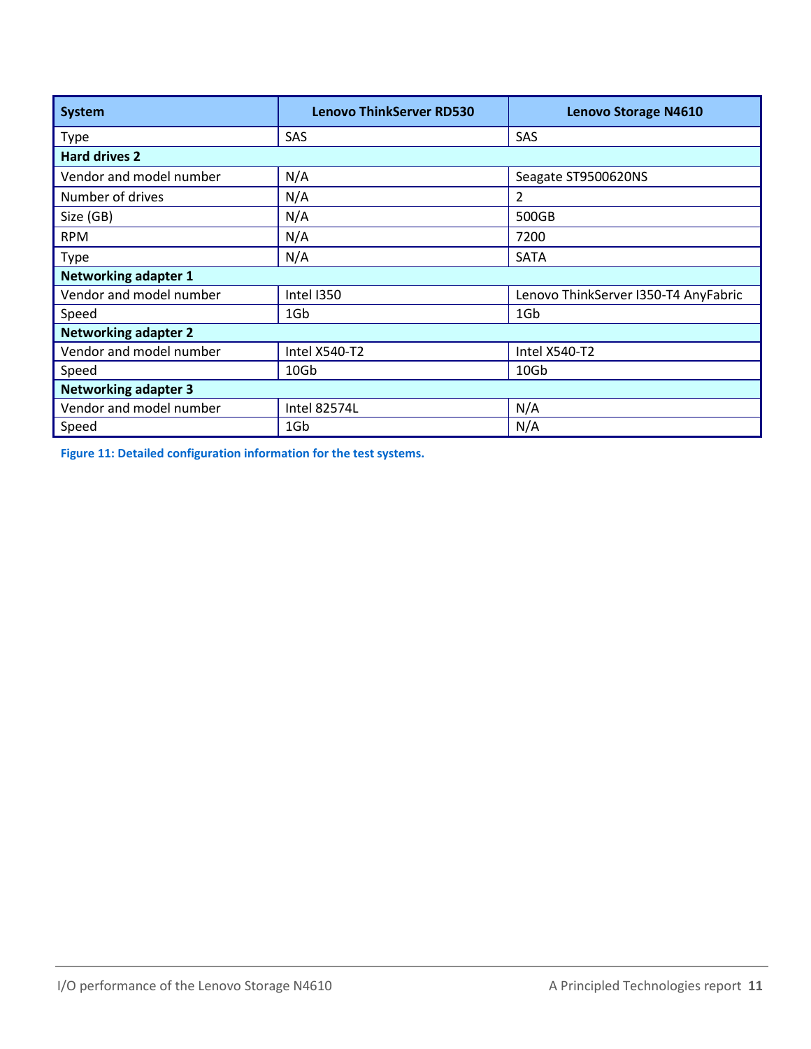| System | Lenovo ThinkServer RD530 | Lenovo Storage N4610 |
| --- | --- | --- |
| Type | SAS | SAS |
| **Hard drives 2** | | |
| Vendor and model number | N/A | Seagate ST9500620NS |
| Number of drives | N/A | 2 |
| Size (GB) | N/A | 500GB |
| RPM | N/A | 7200 |
| Type | N/A | SATA |
| **Networking adapter 1** | | |
| Vendor and model number | Intel I350 | Lenovo ThinkServer I350-T4 AnyFabric |
| Speed | 1Gb | 1Gb |
| **Networking adapter 2** | | |
| Vendor and model number | Intel X540-T2 | Intel X540-T2 |
| Speed | 10Gb | 10Gb |
| **Networking adapter 3** | | |
| Vendor and model number | Intel 82574L | N/A |
| Speed | 1Gb | N/A |

**Figure 11: Detailed configuration information for the test systems.**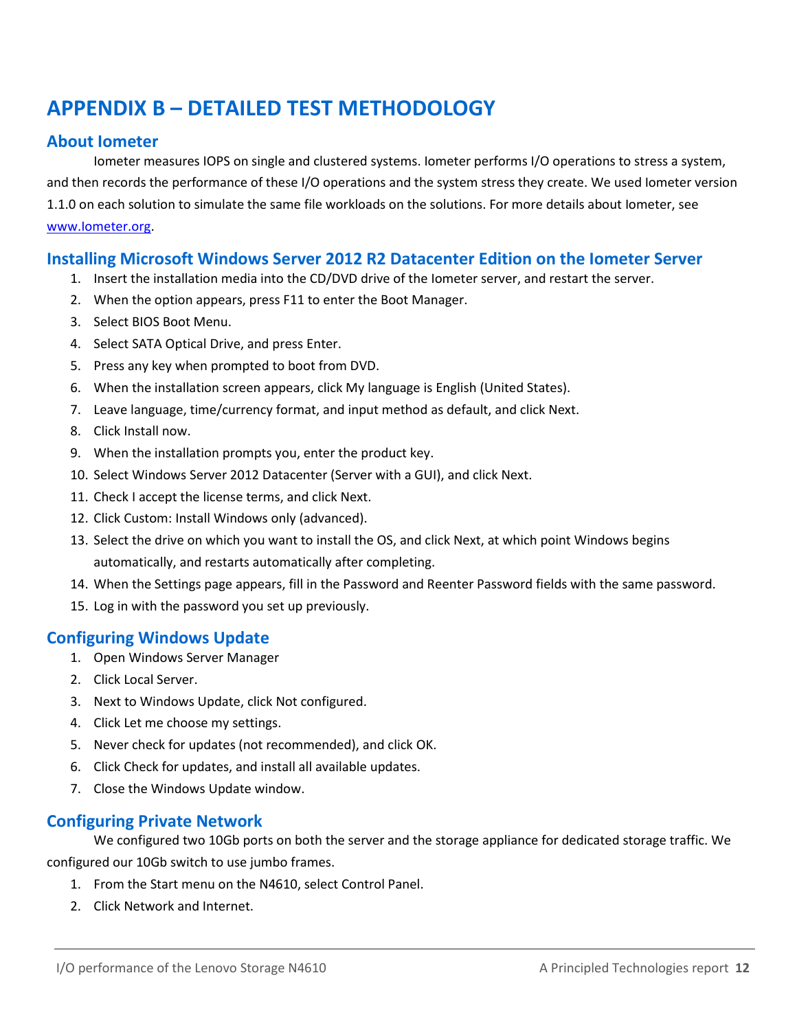# APPENDIX B – DETAILED TEST METHODOLOGY

## About Iometer

Iometer measures IOPS on single and clustered systems. Iometer performs I/O operations to stress a system, and then records the performance of these I/O operations and the system stress they create. We used Iometer version 1.1.0 on each solution to simulate the same file workloads on the solutions. For more details about Iometer, see [www.Iometer.org](www.Iometer.org).

## Installing Microsoft Windows Server 2012 R2 Datacenter Edition on the Iometer Server

1. Insert the installation media into the CD/DVD drive of the Iometer server, and restart the server.
2. When the option appears, press F11 to enter the Boot Manager.
3. Select BIOS Boot Menu.
4. Select SATA Optical Drive, and press Enter.
5. Press any key when prompted to boot from DVD.
6. When the installation screen appears, click My language is English (United States).
7. Leave language, time/currency format, and input method as default, and click Next.
8. Click Install now.
9. When the installation prompts you, enter the product key.
10. Select Windows Server 2012 Datacenter (Server with a GUI), and click Next.
11. Check I accept the license terms, and click Next.
12. Click Custom: Install Windows only (advanced).
13. Select the drive on which you want to install the OS, and click Next, at which point Windows begins automatically, and restarts automatically after completing.
14. When the Settings page appears, fill in the Password and Reenter Password fields with the same password.
15. Log in with the password you set up previously.

## Configuring Windows Update

1. Open Windows Server Manager
2. Click Local Server.
3. Next to Windows Update, click Not configured.
4. Click Let me choose my settings.
5. Never check for updates (not recommended), and click OK.
6. Click Check for updates, and install all available updates.
7. Close the Windows Update window.

## Configuring Private Network

We configured two 10Gb ports on both the server and the storage appliance for dedicated storage traffic. We configured our 10Gb switch to use jumbo frames.

1. From the Start menu on the N4610, select Control Panel.
2. Click Network and Internet.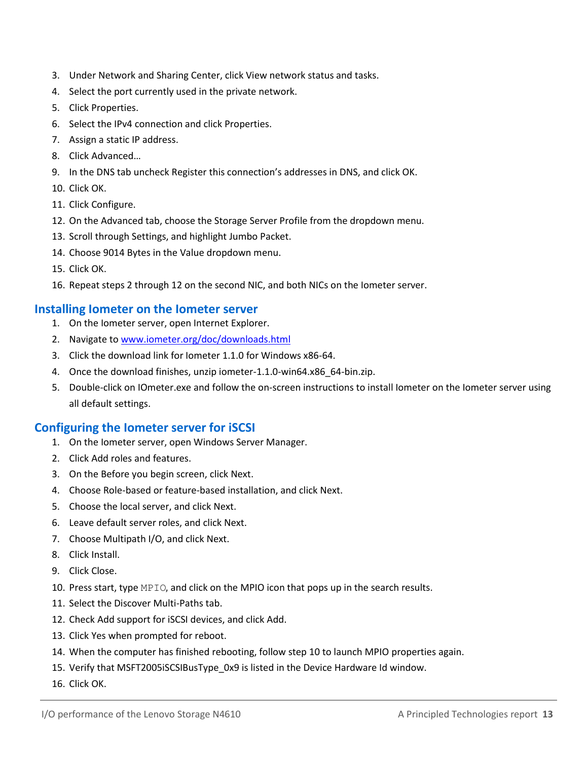3. Under Network and Sharing Center, click View network status and tasks.
4. Select the port currently used in the private network.
5. Click Properties.
6. Select the IPv4 connection and click Properties.
7. Assign a static IP address.
8. Click Advanced…
9. In the DNS tab uncheck Register this connection's addresses in DNS, and click OK.
10. Click OK.
11. Click Configure.
12. On the Advanced tab, choose the Storage Server Profile from the dropdown menu.
13. Scroll through Settings, and highlight Jumbo Packet.
14. Choose 9014 Bytes in the Value dropdown menu.
15. Click OK.
16. Repeat steps 2 through 12 on the second NIC, and both NICs on the Iometer server.

## Installing Iometer on the Iometer server

1. On the Iometer server, open Internet Explorer.
2. Navigate to www.iometer.org/doc/downloads.html
3. Click the download link for Iometer 1.1.0 for Windows x86-64.
4. Once the download finishes, unzip iometer-1.1.0-win64.x86_64-bin.zip.
5. Double-click on IOmeter.exe and follow the on-screen instructions to install Iometer on the Iometer server using all default settings.

## Configuring the Iometer server for iSCSI

1. On the Iometer server, open Windows Server Manager.
2. Click Add roles and features.
3. On the Before you begin screen, click Next.
4. Choose Role-based or feature-based installation, and click Next.
5. Choose the local server, and click Next.
6. Leave default server roles, and click Next.
7. Choose Multipath I/O, and click Next.
8. Click Install.
9. Click Close.
10. Press start, type `MPIO`, and click on the MPIO icon that pops up in the search results.
11. Select the Discover Multi-Paths tab.
12. Check Add support for iSCSI devices, and click Add.
13. Click Yes when prompted for reboot.
14. When the computer has finished rebooting, follow step 10 to launch MPIO properties again.
15. Verify that MSFT2005iSCSIBusType_0x9 is listed in the Device Hardware Id window.
16. Click OK.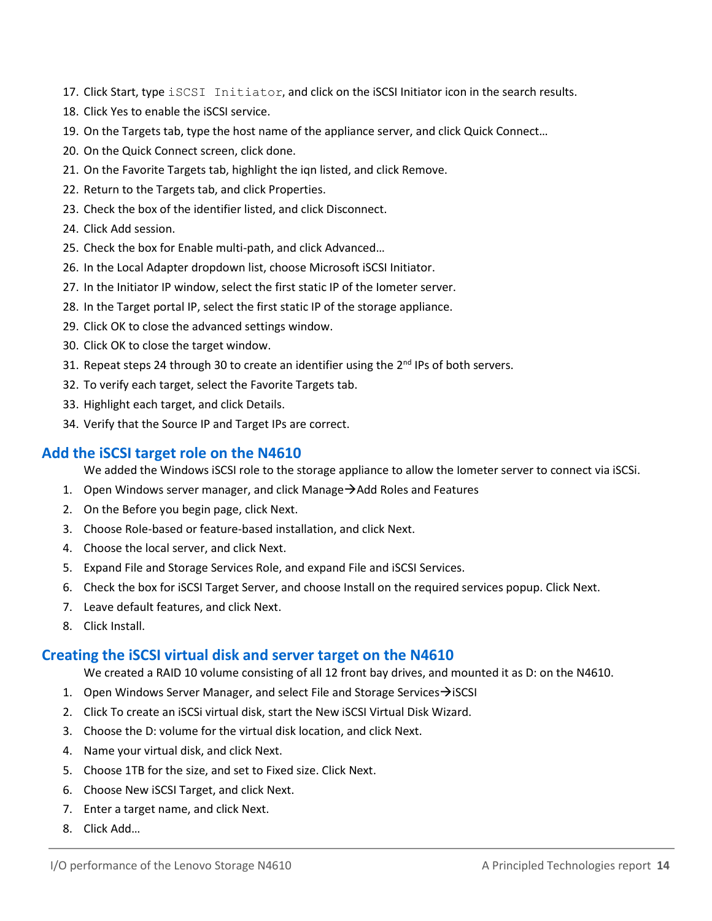17. Click Start, type `iSCSI Initiator`, and click on the iSCSI Initiator icon in the search results.
18. Click Yes to enable the iSCSI service.
19. On the Targets tab, type the host name of the appliance server, and click Quick Connect…
20. On the Quick Connect screen, click done.
21. On the Favorite Targets tab, highlight the iqn listed, and click Remove.
22. Return to the Targets tab, and click Properties.
23. Check the box of the identifier listed, and click Disconnect.
24. Click Add session.
25. Check the box for Enable multi-path, and click Advanced…
26. In the Local Adapter dropdown list, choose Microsoft iSCSI Initiator.
27. In the Initiator IP window, select the first static IP of the Iometer server.
28. In the Target portal IP, select the first static IP of the storage appliance.
29. Click OK to close the advanced settings window.
30. Click OK to close the target window.
31. Repeat steps 24 through 30 to create an identifier using the 2nd IPs of both servers.
32. To verify each target, select the Favorite Targets tab.
33. Highlight each target, and click Details.
34. Verify that the Source IP and Target IPs are correct.

## Add the iSCSI target role on the N4610

We added the Windows iSCSI role to the storage appliance to allow the Iometer server to connect via iSCSi.

1. Open Windows server manager, and click Manage→Add Roles and Features
2. On the Before you begin page, click Next.
3. Choose Role-based or feature-based installation, and click Next.
4. Choose the local server, and click Next.
5. Expand File and Storage Services Role, and expand File and iSCSI Services.
6. Check the box for iSCSI Target Server, and choose Install on the required services popup. Click Next.
7. Leave default features, and click Next.
8. Click Install.

## Creating the iSCSI virtual disk and server target on the N4610

We created a RAID 10 volume consisting of all 12 front bay drives, and mounted it as D: on the N4610.

1. Open Windows Server Manager, and select File and Storage Services→iSCSI
2. Click To create an iSCSi virtual disk, start the New iSCSI Virtual Disk Wizard.
3. Choose the D: volume for the virtual disk location, and click Next.
4. Name your virtual disk, and click Next.
5. Choose 1TB for the size, and set to Fixed size. Click Next.
6. Choose New iSCSI Target, and click Next.
7. Enter a target name, and click Next.
8. Click Add…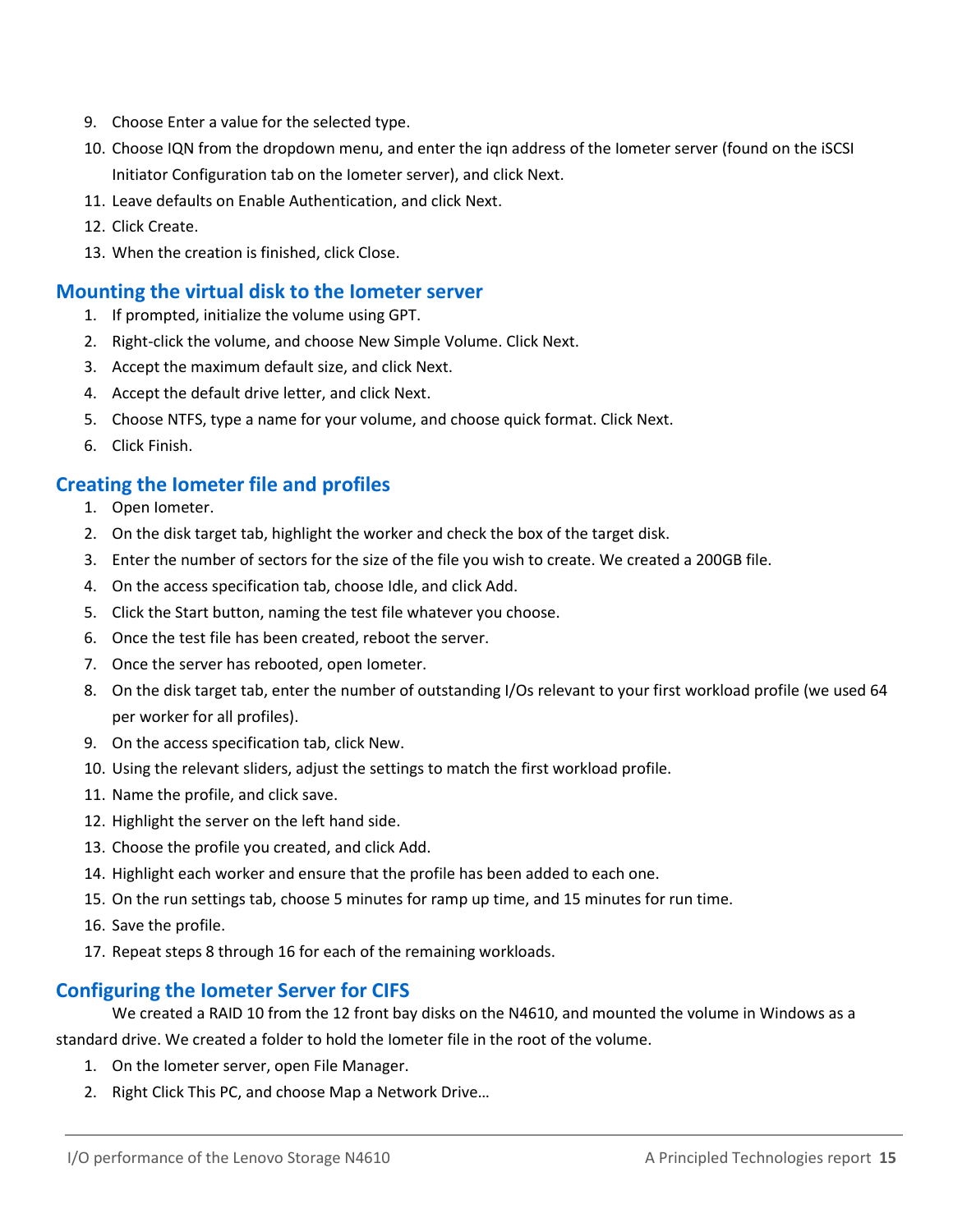9. Choose Enter a value for the selected type.
10. Choose IQN from the dropdown menu, and enter the iqn address of the Iometer server (found on the iSCSI Initiator Configuration tab on the Iometer server), and click Next.
11. Leave defaults on Enable Authentication, and click Next.
12. Click Create.
13. When the creation is finished, click Close.

## Mounting the virtual disk to the Iometer server

1. If prompted, initialize the volume using GPT.
2. Right-click the volume, and choose New Simple Volume. Click Next.
3. Accept the maximum default size, and click Next.
4. Accept the default drive letter, and click Next.
5. Choose NTFS, type a name for your volume, and choose quick format. Click Next.
6. Click Finish.

## Creating the Iometer file and profiles

1. Open Iometer.
2. On the disk target tab, highlight the worker and check the box of the target disk.
3. Enter the number of sectors for the size of the file you wish to create. We created a 200GB file.
4. On the access specification tab, choose Idle, and click Add.
5. Click the Start button, naming the test file whatever you choose.
6. Once the test file has been created, reboot the server.
7. Once the server has rebooted, open Iometer.
8. On the disk target tab, enter the number of outstanding I/Os relevant to your first workload profile (we used 64 per worker for all profiles).
9. On the access specification tab, click New.
10. Using the relevant sliders, adjust the settings to match the first workload profile.
11. Name the profile, and click save.
12. Highlight the server on the left hand side.
13. Choose the profile you created, and click Add.
14. Highlight each worker and ensure that the profile has been added to each one.
15. On the run settings tab, choose 5 minutes for ramp up time, and 15 minutes for run time.
16. Save the profile.
17. Repeat steps 8 through 16 for each of the remaining workloads.

## Configuring the Iometer Server for CIFS

We created a RAID 10 from the 12 front bay disks on the N4610, and mounted the volume in Windows as a standard drive. We created a folder to hold the Iometer file in the root of the volume.

1. On the Iometer server, open File Manager.
2. Right Click This PC, and choose Map a Network Drive…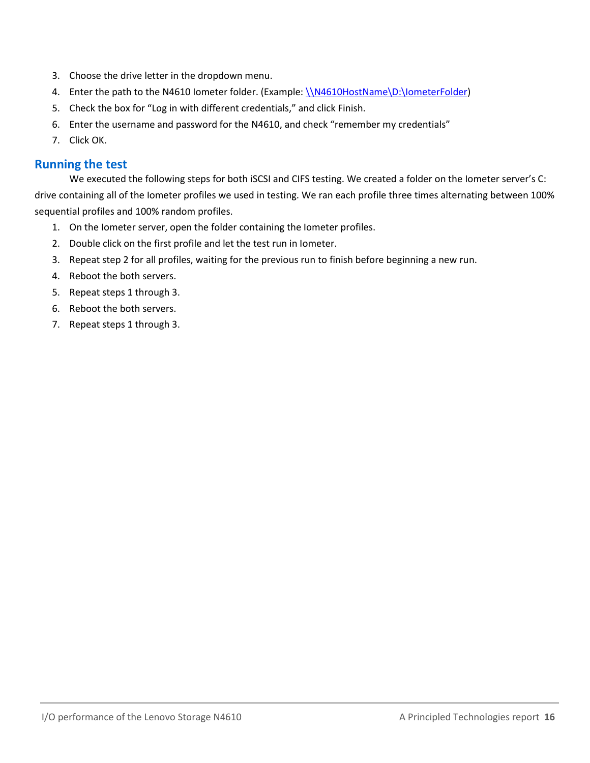3. Choose the drive letter in the dropdown menu.
4. Enter the path to the N4610 Iometer folder. (Example: \\N4610HostName\D:\IometerFolder)
5. Check the box for "Log in with different credentials," and click Finish.
6. Enter the username and password for the N4610, and check "remember my credentials"
7. Click OK.

## Running the test

We executed the following steps for both iSCSI and CIFS testing. We created a folder on the Iometer server's C: drive containing all of the Iometer profiles we used in testing. We ran each profile three times alternating between 100% sequential profiles and 100% random profiles.

1. On the Iometer server, open the folder containing the Iometer profiles.
2. Double click on the first profile and let the test run in Iometer.
3. Repeat step 2 for all profiles, waiting for the previous run to finish before beginning a new run.
4. Reboot the both servers.
5. Repeat steps 1 through 3.
6. Reboot the both servers.
7. Repeat steps 1 through 3.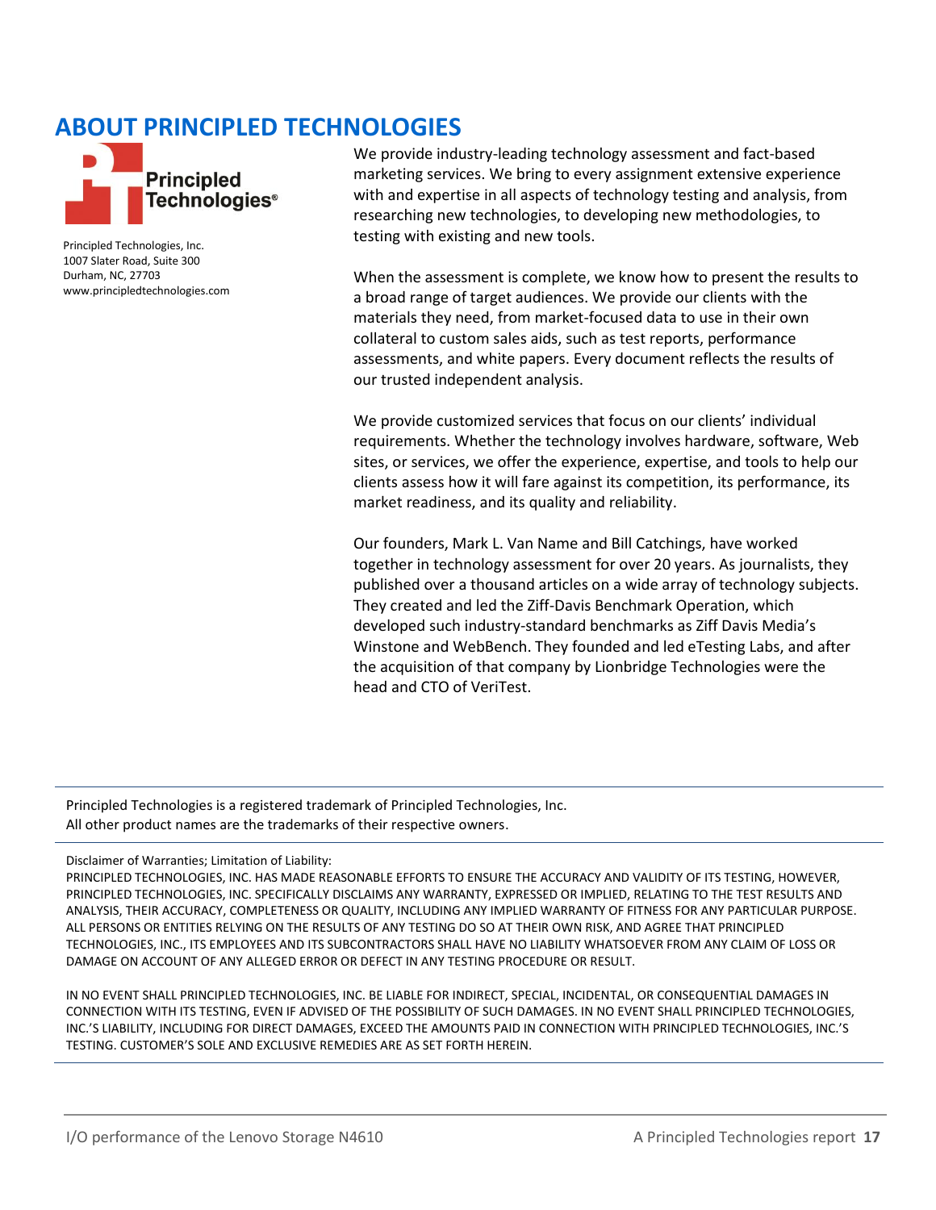# ABOUT PRINCIPLED TECHNOLOGIES

Principled Technologies, Inc.
1007 Slater Road, Suite 300
Durham, NC, 27703
www.principledtechnologies.com

We provide industry-leading technology assessment and fact-based marketing services. We bring to every assignment extensive experience with and expertise in all aspects of technology testing and analysis, from researching new technologies, to developing new methodologies, to testing with existing and new tools.

When the assessment is complete, we know how to present the results to a broad range of target audiences. We provide our clients with the materials they need, from market-focused data to use in their own collateral to custom sales aids, such as test reports, performance assessments, and white papers. Every document reflects the results of our trusted independent analysis.

We provide customized services that focus on our clients' individual requirements. Whether the technology involves hardware, software, Web sites, or services, we offer the experience, expertise, and tools to help our clients assess how it will fare against its competition, its performance, its market readiness, and its quality and reliability.

Our founders, Mark L. Van Name and Bill Catchings, have worked together in technology assessment for over 20 years. As journalists, they published over a thousand articles on a wide array of technology subjects. They created and led the Ziff-Davis Benchmark Operation, which developed such industry-standard benchmarks as Ziff Davis Media's Winstone and WebBench. They founded and led eTesting Labs, and after the acquisition of that company by Lionbridge Technologies were the head and CTO of VeriTest.

---

Principled Technologies is a registered trademark of Principled Technologies, Inc.
All other product names are the trademarks of their respective owners.

---

Disclaimer of Warranties; Limitation of Liability:
PRINCIPLED TECHNOLOGIES, INC. HAS MADE REASONABLE EFFORTS TO ENSURE THE ACCURACY AND VALIDITY OF ITS TESTING, HOWEVER, PRINCIPLED TECHNOLOGIES, INC. SPECIFICALLY DISCLAIMS ANY WARRANTY, EXPRESSED OR IMPLIED, RELATING TO THE TEST RESULTS AND ANALYSIS, THEIR ACCURACY, COMPLETENESS OR QUALITY, INCLUDING ANY IMPLIED WARRANTY OF FITNESS FOR ANY PARTICULAR PURPOSE. ALL PERSONS OR ENTITIES RELYING ON THE RESULTS OF ANY TESTING DO SO AT THEIR OWN RISK, AND AGREE THAT PRINCIPLED TECHNOLOGIES, INC., ITS EMPLOYEES AND ITS SUBCONTRACTORS SHALL HAVE NO LIABILITY WHATSOEVER FROM ANY CLAIM OF LOSS OR DAMAGE ON ACCOUNT OF ANY ALLEGED ERROR OR DEFECT IN ANY TESTING PROCEDURE OR RESULT.

IN NO EVENT SHALL PRINCIPLED TECHNOLOGIES, INC. BE LIABLE FOR INDIRECT, SPECIAL, INCIDENTAL, OR CONSEQUENTIAL DAMAGES IN CONNECTION WITH ITS TESTING, EVEN IF ADVISED OF THE POSSIBILITY OF SUCH DAMAGES. IN NO EVENT SHALL PRINCIPLED TECHNOLOGIES, INC.'S LIABILITY, INCLUDING FOR DIRECT DAMAGES, EXCEED THE AMOUNTS PAID IN CONNECTION WITH PRINCIPLED TECHNOLOGIES, INC.'S TESTING. CUSTOMER'S SOLE AND EXCLUSIVE REMEDIES ARE AS SET FORTH HEREIN.